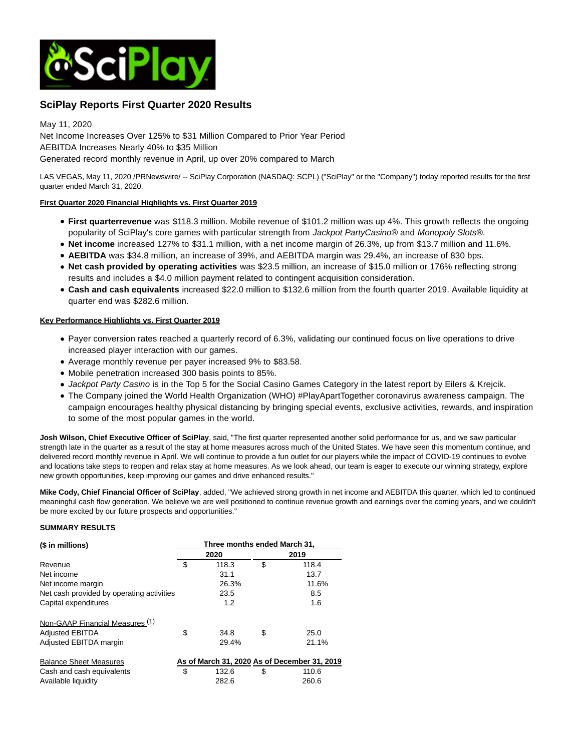# SciPlay Reports First Quarter 2020 Results

May 11, 2020

Net Income Increases Over 125% to $31 Million Compared to Prior Year Period

AEBITDA Increases Nearly 40% to $35 Million

Generated record monthly revenue in April, up over 20% compared to March

LAS VEGAS, May 11, 2020 /PRNewswire/ -- SciPlay Corporation (NASDAQ: SCPL) ("SciPlay" or the "Company") today reported results for the first quarter ended March 31, 2020.

**First Quarter 2020 Financial Highlights vs. First Quarter 2019**

- **First quarterrevenue** was $118.3 million. Mobile revenue of $101.2 million was up 4%. This growth reflects the ongoing popularity of SciPlay's core games with particular strength from *Jackpot PartyCasino®* and *Monopoly Slots®*.
- **Net income** increased 127% to $31.1 million, with a net income margin of 26.3%, up from $13.7 million and 11.6%.
- **AEBITDA** was $34.8 million, an increase of 39%, and AEBITDA margin was 29.4%, an increase of 830 bps.
- **Net cash provided by operating activities** was $23.5 million, an increase of $15.0 million or 176% reflecting strong results and includes a $4.0 million payment related to contingent acquisition consideration.
- **Cash and cash equivalents** increased $22.0 million to $132.6 million from the fourth quarter 2019. Available liquidity at quarter end was $282.6 million.

**Key Performance Highlights vs. First Quarter 2019**

- Payer conversion rates reached a quarterly record of 6.3%, validating our continued focus on live operations to drive increased player interaction with our games.
- Average monthly revenue per payer increased 9% to $83.58.
- Mobile penetration increased 300 basis points to 85%.
- *Jackpot Party Casino* is in the Top 5 for the Social Casino Games Category in the latest report by Eilers & Krejcik.
- The Company joined the World Health Organization (WHO) #PlayApartTogether coronavirus awareness campaign. The campaign encourages healthy physical distancing by bringing special events, exclusive activities, rewards, and inspiration to some of the most popular games in the world.

**Josh Wilson, Chief Executive Officer of SciPlay**, said, "The first quarter represented another solid performance for us, and we saw particular strength late in the quarter as a result of the stay at home measures across much of the United States. We have seen this momentum continue, and delivered record monthly revenue in April. We will continue to provide a fun outlet for our players while the impact of COVID-19 continues to evolve and locations take steps to reopen and relax stay at home measures. As we look ahead, our team is eager to execute our winning strategy, explore new growth opportunities, keep improving our games and drive enhanced results."

**Mike Cody, Chief Financial Officer of SciPlay**, added, "We achieved strong growth in net income and AEBITDA this quarter, which led to continued meaningful cash flow generation. We believe we are well positioned to continue revenue growth and earnings over the coming years, and we couldn't be more excited by our future prospects and opportunities."

**SUMMARY RESULTS**

| **($ in millions)** | **Three months ended March 31,** | | | |
|---|---|---|---|---|
| | **2020** | | **2019** | |
| Revenue | $ | 118.3 | $ | 118.4 |
| Net income | | 31.1 | | 13.7 |
| Net income margin | | 26.3% | | 11.6% |
| Net cash provided by operating activities | | 23.5 | | 8.5 |
| Capital expenditures | | 1.2 | | 1.6 |
| | | | | |
| Non-GAAP Financial Measures [(1)] | | | | |
| Adjusted EBITDA | $ | 34.8 | $ | 25.0 |
| Adjusted EBITDA margin | | 29.4% | | 21.1% |
| | | | | |
| Balance Sheet Measures | **As of March 31, 2020** | | **As of December 31, 2019** | |
| Cash and cash equivalents | $ | 132.6 | $ | 110.6 |
| Available liquidity | | 282.6 | | 260.6 |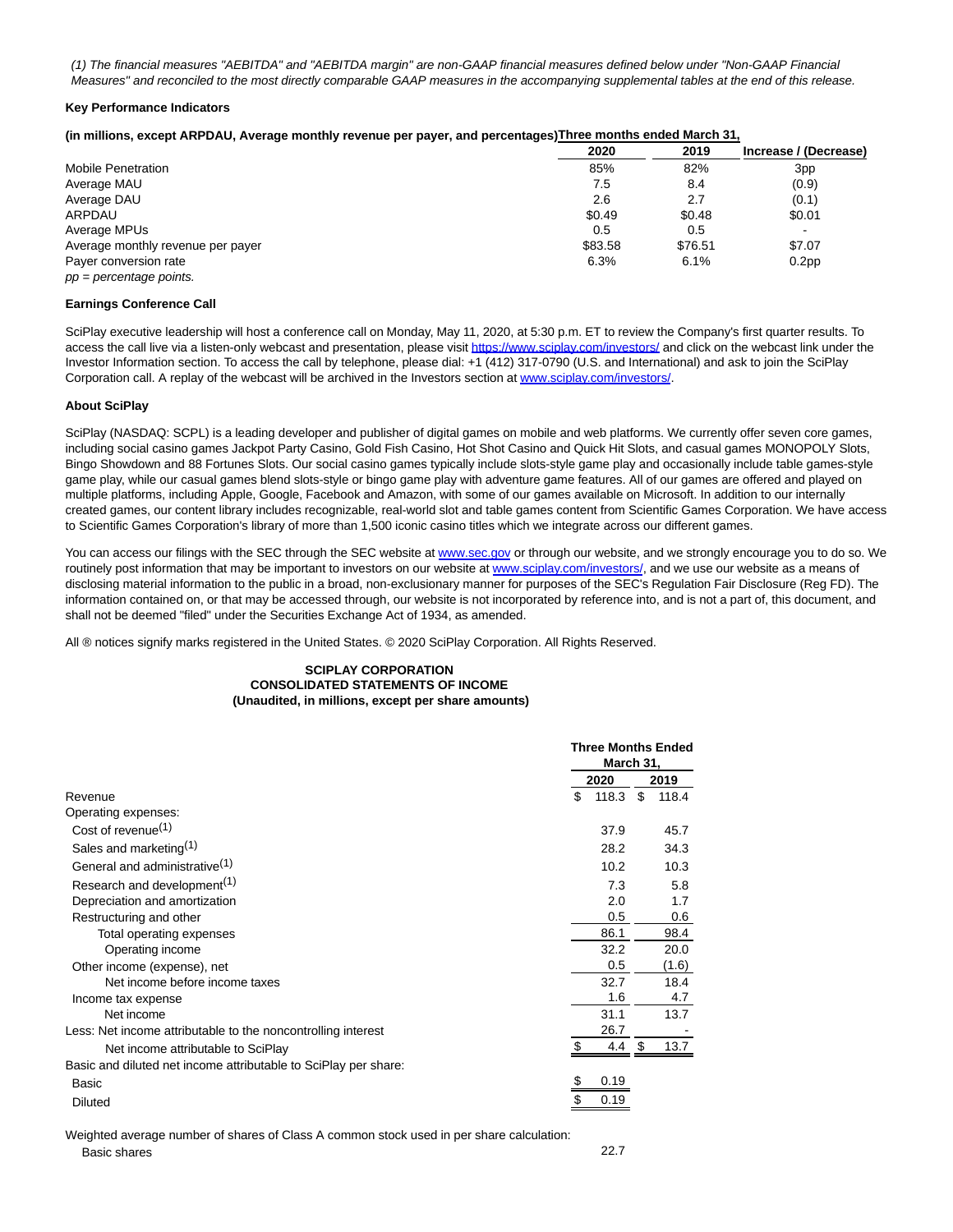*(1) The financial measures "AEBITDA" and "AEBITDA margin" are non-GAAP financial measures defined below under "Non-GAAP Financial Measures" and reconciled to the most directly comparable GAAP measures in the accompanying supplemental tables at the end of this release.*

**Key Performance Indicators**

| (in millions, except ARPDAU, Average monthly revenue per payer, and percentages) | Three months ended March 31, | | |
|---|---|---|---|
| | 2020 | 2019 | Increase / (Decrease) |
| Mobile Penetration | 85% | 82% | 3pp |
| Average MAU | 7.5 | 8.4 | (0.9) |
| Average DAU | 2.6 | 2.7 | (0.1) |
| ARPDAU | $0.49 | $0.48 | $0.01 |
| Average MPUs | 0.5 | 0.5 | - |
| Average monthly revenue per payer | $83.58 | $76.51 | $7.07 |
| Payer conversion rate | 6.3% | 6.1% | 0.2pp |

*pp = percentage points.*

**Earnings Conference Call**

SciPlay executive leadership will host a conference call on Monday, May 11, 2020, at 5:30 p.m. ET to review the Company's first quarter results. To access the call live via a listen-only webcast and presentation, please visit https://www.sciplay.com/investors/ and click on the webcast link under the Investor Information section. To access the call by telephone, please dial: +1 (412) 317-0790 (U.S. and International) and ask to join the SciPlay Corporation call. A replay of the webcast will be archived in the Investors section at www.sciplay.com/investors/.

**About SciPlay**

SciPlay (NASDAQ: SCPL) is a leading developer and publisher of digital games on mobile and web platforms. We currently offer seven core games, including social casino games Jackpot Party Casino, Gold Fish Casino, Hot Shot Casino and Quick Hit Slots, and casual games MONOPOLY Slots, Bingo Showdown and 88 Fortunes Slots. Our social casino games typically include slots-style game play and occasionally include table games-style game play, while our casual games blend slots-style or bingo game play with adventure game features. All of our games are offered and played on multiple platforms, including Apple, Google, Facebook and Amazon, with some of our games available on Microsoft. In addition to our internally created games, our content library includes recognizable, real-world slot and table games content from Scientific Games Corporation. We have access to Scientific Games Corporation's library of more than 1,500 iconic casino titles which we integrate across our different games.

You can access our filings with the SEC through the SEC website at www.sec.gov or through our website, and we strongly encourage you to do so. We routinely post information that may be important to investors on our website at www.sciplay.com/investors/, and we use our website as a means of disclosing material information to the public in a broad, non-exclusionary manner for purposes of the SEC's Regulation Fair Disclosure (Reg FD). The information contained on, or that may be accessed through, our website is not incorporated by reference into, and is not a part of, this document, and shall not be deemed "filed" under the Securities Exchange Act of 1934, as amended.

All ® notices signify marks registered in the United States. © 2020 SciPlay Corporation. All Rights Reserved.

**SCIPLAY CORPORATION**
**CONSOLIDATED STATEMENTS OF INCOME**
**(Unaudited, in millions, except per share amounts)**

| | Three Months Ended March 31, | |
|---|---|---|
| | 2020 | 2019 |
| Revenue | $ 118.3 | $ 118.4 |
| Operating expenses: | | |
| Cost of revenue(1) | 37.9 | 45.7 |
| Sales and marketing(1) | 28.2 | 34.3 |
| General and administrative(1) | 10.2 | 10.3 |
| Research and development(1) | 7.3 | 5.8 |
| Depreciation and amortization | 2.0 | 1.7 |
| Restructuring and other | 0.5 | 0.6 |
| Total operating expenses | 86.1 | 98.4 |
| Operating income | 32.2 | 20.0 |
| Other income (expense), net | 0.5 | (1.6) |
| Net income before income taxes | 32.7 | 18.4 |
| Income tax expense | 1.6 | 4.7 |
| Net income | 31.1 | 13.7 |
| Less: Net income attributable to the noncontrolling interest | 26.7 | - |
| Net income attributable to SciPlay | $ 4.4 | $ 13.7 |
| Basic and diluted net income attributable to SciPlay per share: | | |
| Basic | $ 0.19 | |
| Diluted | $ 0.19 | |
| | | |
| Weighted average number of shares of Class A common stock used in per share calculation: | | |
| Basic shares | 22.7 | |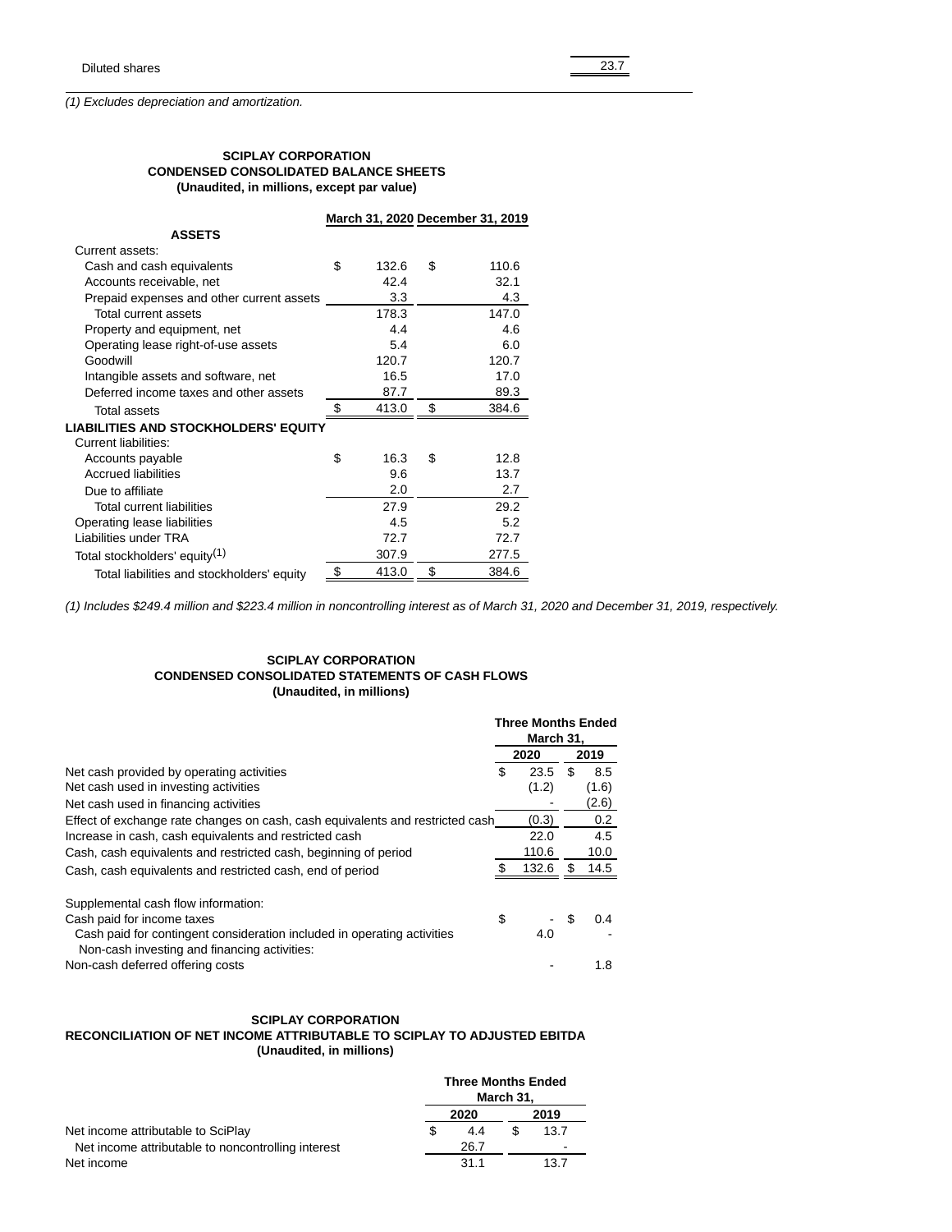| Diluted shares | 23.7 |
|---|---|

*(1) Excludes depreciation and amortization.*

**SCIPLAY CORPORATION**
**CONDENSED CONSOLIDATED BALANCE SHEETS**
**(Unaudited, in millions, except par value)**

| | March 31, 2020 | December 31, 2019 |
|---|---|---|
| **ASSETS** | | |
| Current assets: | | |
| Cash and cash equivalents | $ 132.6 | $ 110.6 |
| Accounts receivable, net | 42.4 | 32.1 |
| Prepaid expenses and other current assets | 3.3 | 4.3 |
| Total current assets | 178.3 | 147.0 |
| Property and equipment, net | 4.4 | 4.6 |
| Operating lease right-of-use assets | 5.4 | 6.0 |
| Goodwill | 120.7 | 120.7 |
| Intangible assets and software, net | 16.5 | 17.0 |
| Deferred income taxes and other assets | 87.7 | 89.3 |
| Total assets | $ 413.0 | $ 384.6 |
| **LIABILITIES AND STOCKHOLDERS' EQUITY** | | |
| Current liabilities: | | |
| Accounts payable | $ 16.3 | $ 12.8 |
| Accrued liabilities | 9.6 | 13.7 |
| Due to affiliate | 2.0 | 2.7 |
| Total current liabilities | 27.9 | 29.2 |
| Operating lease liabilities | 4.5 | 5.2 |
| Liabilities under TRA | 72.7 | 72.7 |
| Total stockholders' equity[(1)] | 307.9 | 277.5 |
| Total liabilities and stockholders' equity | $ 413.0 | $ 384.6 |

*(1) Includes $249.4 million and $223.4 million in noncontrolling interest as of March 31, 2020 and December 31, 2019, respectively.*

**SCIPLAY CORPORATION**
**CONDENSED CONSOLIDATED STATEMENTS OF CASH FLOWS**
**(Unaudited, in millions)**

| | Three Months Ended March 31, | |
|---|---|---|
| | 2020 | 2019 |
| Net cash provided by operating activities | $ 23.5 | $ 8.5 |
| Net cash used in investing activities | (1.2) | (1.6) |
| Net cash used in financing activities | - | (2.6) |
| Effect of exchange rate changes on cash, cash equivalents and restricted cash | (0.3) | 0.2 |
| Increase in cash, cash equivalents and restricted cash | 22.0 | 4.5 |
| Cash, cash equivalents and restricted cash, beginning of period | 110.6 | 10.0 |
| Cash, cash equivalents and restricted cash, end of period | $ 132.6 | $ 14.5 |
| | | |
| Supplemental cash flow information: | | |
| Cash paid for income taxes | $ - | $ 0.4 |
| Cash paid for contingent consideration included in operating activities | 4.0 | - |
| Non-cash investing and financing activities: | | |
| Non-cash deferred offering costs | - | 1.8 |

**SCIPLAY CORPORATION**
**RECONCILIATION OF NET INCOME ATTRIBUTABLE TO SCIPLAY TO ADJUSTED EBITDA**
**(Unaudited, in millions)**

| | Three Months Ended March 31, | |
|---|---|---|
| | 2020 | 2019 |
| Net income attributable to SciPlay | $ 4.4 | $ 13.7 |
| Net income attributable to noncontrolling interest | 26.7 | - |
| Net income | 31.1 | 13.7 |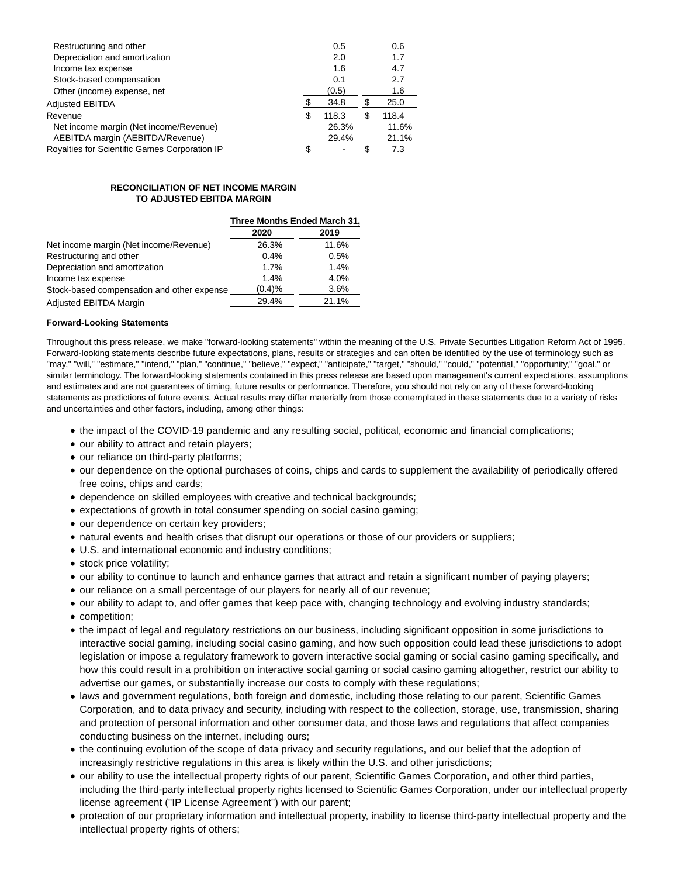| | | |
|---|---|---|
| Restructuring and other | 0.5 | 0.6 |
| Depreciation and amortization | 2.0 | 1.7 |
| Income tax expense | 1.6 | 4.7 |
| Stock-based compensation | 0.1 | 2.7 |
| Other (income) expense, net | (0.5) | 1.6 |
| Adjusted EBITDA | $ 34.8 | $ 25.0 |
| Revenue | $ 118.3 | $ 118.4 |
| Net income margin (Net income/Revenue) | 26.3% | 11.6% |
| AEBITDA margin (AEBITDA/Revenue) | 29.4% | 21.1% |
| Royalties for Scientific Games Corporation IP | $ - | $ 7.3 |

**RECONCILIATION OF NET INCOME MARGIN TO ADJUSTED EBITDA MARGIN**

| | Three Months Ended March 31, | |
|---|---|---|
| | 2020 | 2019 |
| Net income margin (Net income/Revenue) | 26.3% | 11.6% |
| Restructuring and other | 0.4% | 0.5% |
| Depreciation and amortization | 1.7% | 1.4% |
| Income tax expense | 1.4% | 4.0% |
| Stock-based compensation and other expense | (0.4)% | 3.6% |
| Adjusted EBITDA Margin | 29.4% | 21.1% |

**Forward-Looking Statements**

Throughout this press release, we make "forward-looking statements" within the meaning of the U.S. Private Securities Litigation Reform Act of 1995. Forward-looking statements describe future expectations, plans, results or strategies and can often be identified by the use of terminology such as "may," "will," "estimate," "intend," "plan," "continue," "believe," "expect," "anticipate," "target," "should," "could," "potential," "opportunity," "goal," or similar terminology. The forward-looking statements contained in this press release are based upon management's current expectations, assumptions and estimates and are not guarantees of timing, future results or performance. Therefore, you should not rely on any of these forward-looking statements as predictions of future events. Actual results may differ materially from those contemplated in these statements due to a variety of risks and uncertainties and other factors, including, among other things:

- the impact of the COVID-19 pandemic and any resulting social, political, economic and financial complications;
- our ability to attract and retain players;
- our reliance on third-party platforms;
- our dependence on the optional purchases of coins, chips and cards to supplement the availability of periodically offered free coins, chips and cards;
- dependence on skilled employees with creative and technical backgrounds;
- expectations of growth in total consumer spending on social casino gaming;
- our dependence on certain key providers;
- natural events and health crises that disrupt our operations or those of our providers or suppliers;
- U.S. and international economic and industry conditions;
- stock price volatility;
- our ability to continue to launch and enhance games that attract and retain a significant number of paying players;
- our reliance on a small percentage of our players for nearly all of our revenue;
- our ability to adapt to, and offer games that keep pace with, changing technology and evolving industry standards;
- competition;
- the impact of legal and regulatory restrictions on our business, including significant opposition in some jurisdictions to interactive social gaming, including social casino gaming, and how such opposition could lead these jurisdictions to adopt legislation or impose a regulatory framework to govern interactive social gaming or social casino gaming specifically, and how this could result in a prohibition on interactive social gaming or social casino gaming altogether, restrict our ability to advertise our games, or substantially increase our costs to comply with these regulations;
- laws and government regulations, both foreign and domestic, including those relating to our parent, Scientific Games Corporation, and to data privacy and security, including with respect to the collection, storage, use, transmission, sharing and protection of personal information and other consumer data, and those laws and regulations that affect companies conducting business on the internet, including ours;
- the continuing evolution of the scope of data privacy and security regulations, and our belief that the adoption of increasingly restrictive regulations in this area is likely within the U.S. and other jurisdictions;
- our ability to use the intellectual property rights of our parent, Scientific Games Corporation, and other third parties, including the third-party intellectual property rights licensed to Scientific Games Corporation, under our intellectual property license agreement ("IP License Agreement") with our parent;
- protection of our proprietary information and intellectual property, inability to license third-party intellectual property and the intellectual property rights of others;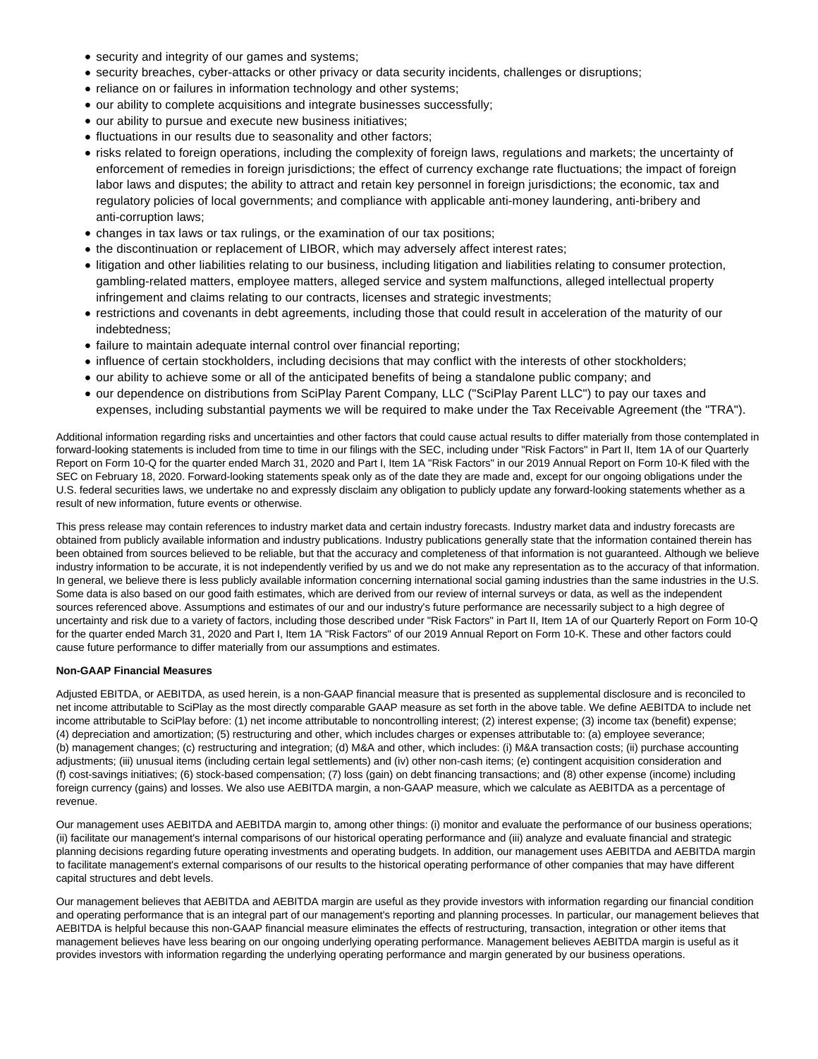- security and integrity of our games and systems;
- security breaches, cyber-attacks or other privacy or data security incidents, challenges or disruptions;
- reliance on or failures in information technology and other systems;
- our ability to complete acquisitions and integrate businesses successfully;
- our ability to pursue and execute new business initiatives;
- fluctuations in our results due to seasonality and other factors;
- risks related to foreign operations, including the complexity of foreign laws, regulations and markets; the uncertainty of enforcement of remedies in foreign jurisdictions; the effect of currency exchange rate fluctuations; the impact of foreign labor laws and disputes; the ability to attract and retain key personnel in foreign jurisdictions; the economic, tax and regulatory policies of local governments; and compliance with applicable anti-money laundering, anti-bribery and anti-corruption laws;
- changes in tax laws or tax rulings, or the examination of our tax positions;
- the discontinuation or replacement of LIBOR, which may adversely affect interest rates;
- litigation and other liabilities relating to our business, including litigation and liabilities relating to consumer protection, gambling-related matters, employee matters, alleged service and system malfunctions, alleged intellectual property infringement and claims relating to our contracts, licenses and strategic investments;
- restrictions and covenants in debt agreements, including those that could result in acceleration of the maturity of our indebtedness;
- failure to maintain adequate internal control over financial reporting;
- influence of certain stockholders, including decisions that may conflict with the interests of other stockholders;
- our ability to achieve some or all of the anticipated benefits of being a standalone public company; and
- our dependence on distributions from SciPlay Parent Company, LLC ("SciPlay Parent LLC") to pay our taxes and expenses, including substantial payments we will be required to make under the Tax Receivable Agreement (the "TRA").

Additional information regarding risks and uncertainties and other factors that could cause actual results to differ materially from those contemplated in forward-looking statements is included from time to time in our filings with the SEC, including under "Risk Factors" in Part II, Item 1A of our Quarterly Report on Form 10-Q for the quarter ended March 31, 2020 and Part I, Item 1A "Risk Factors" in our 2019 Annual Report on Form 10-K filed with the SEC on February 18, 2020. Forward-looking statements speak only as of the date they are made and, except for our ongoing obligations under the U.S. federal securities laws, we undertake no and expressly disclaim any obligation to publicly update any forward-looking statements whether as a result of new information, future events or otherwise.

This press release may contain references to industry market data and certain industry forecasts. Industry market data and industry forecasts are obtained from publicly available information and industry publications. Industry publications generally state that the information contained therein has been obtained from sources believed to be reliable, but that the accuracy and completeness of that information is not guaranteed. Although we believe industry information to be accurate, it is not independently verified by us and we do not make any representation as to the accuracy of that information. In general, we believe there is less publicly available information concerning international social gaming industries than the same industries in the U.S. Some data is also based on our good faith estimates, which are derived from our review of internal surveys or data, as well as the independent sources referenced above. Assumptions and estimates of our and our industry's future performance are necessarily subject to a high degree of uncertainty and risk due to a variety of factors, including those described under "Risk Factors" in Part II, Item 1A of our Quarterly Report on Form 10-Q for the quarter ended March 31, 2020 and Part I, Item 1A "Risk Factors" of our 2019 Annual Report on Form 10-K. These and other factors could cause future performance to differ materially from our assumptions and estimates.

**Non-GAAP Financial Measures**

Adjusted EBITDA, or AEBITDA, as used herein, is a non-GAAP financial measure that is presented as supplemental disclosure and is reconciled to net income attributable to SciPlay as the most directly comparable GAAP measure as set forth in the above table. We define AEBITDA to include net income attributable to SciPlay before: (1) net income attributable to noncontrolling interest; (2) interest expense; (3) income tax (benefit) expense; (4) depreciation and amortization; (5) restructuring and other, which includes charges or expenses attributable to: (a) employee severance; (b) management changes; (c) restructuring and integration; (d) M&A and other, which includes: (i) M&A transaction costs; (ii) purchase accounting adjustments; (iii) unusual items (including certain legal settlements) and (iv) other non-cash items; (e) contingent acquisition consideration and (f) cost-savings initiatives; (6) stock-based compensation; (7) loss (gain) on debt financing transactions; and (8) other expense (income) including foreign currency (gains) and losses. We also use AEBITDA margin, a non-GAAP measure, which we calculate as AEBITDA as a percentage of revenue.

Our management uses AEBITDA and AEBITDA margin to, among other things: (i) monitor and evaluate the performance of our business operations; (ii) facilitate our management's internal comparisons of our historical operating performance and (iii) analyze and evaluate financial and strategic planning decisions regarding future operating investments and operating budgets. In addition, our management uses AEBITDA and AEBITDA margin to facilitate management's external comparisons of our results to the historical operating performance of other companies that may have different capital structures and debt levels.

Our management believes that AEBITDA and AEBITDA margin are useful as they provide investors with information regarding our financial condition and operating performance that is an integral part of our management's reporting and planning processes. In particular, our management believes that AEBITDA is helpful because this non-GAAP financial measure eliminates the effects of restructuring, transaction, integration or other items that management believes have less bearing on our ongoing underlying operating performance. Management believes AEBITDA margin is useful as it provides investors with information regarding the underlying operating performance and margin generated by our business operations.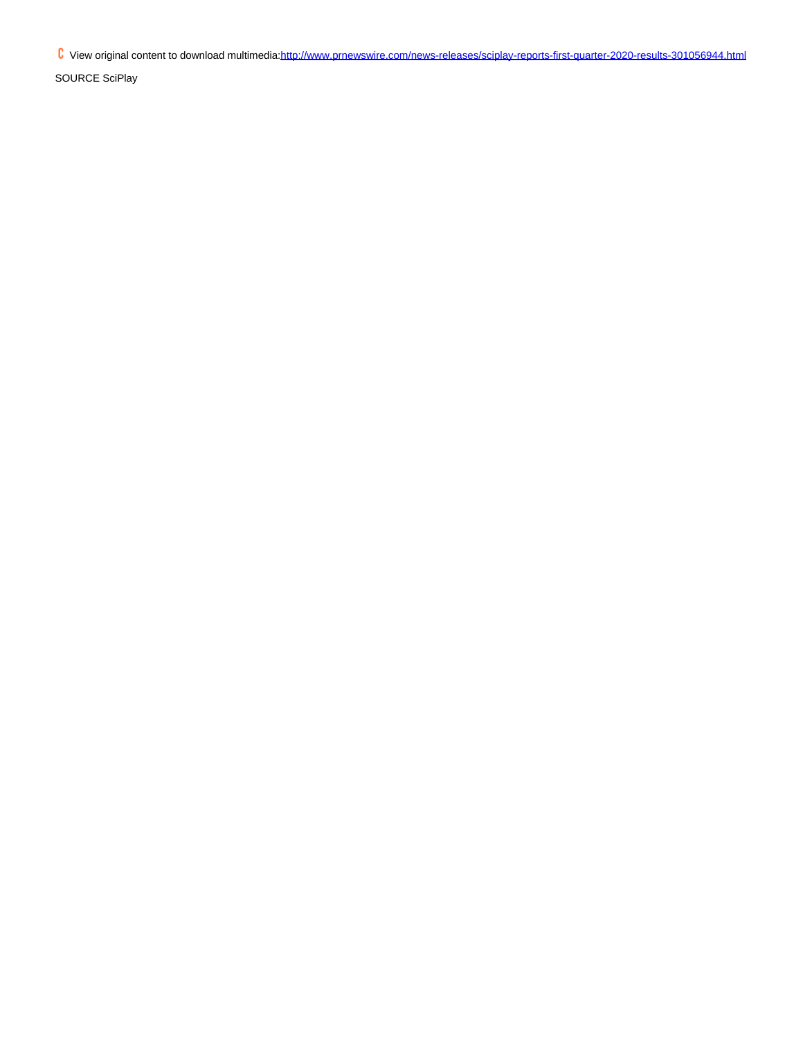View original content to download multimedia:http://www.prnewswire.com/news-releases/sciplay-reports-first-quarter-2020-results-301056944.html

SOURCE SciPlay